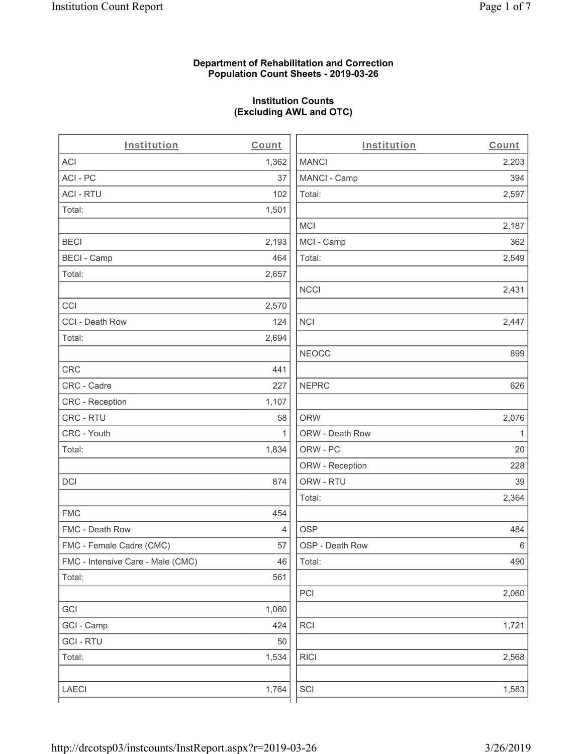**Department of Rehabilitation and Correction**
**Population Count Sheets - 2019-03-26**

**Institution Counts**
**(Excluding AWL and OTC)**

| Institution | Count | Institution | Count |
|---|---|---|---|
| ACI | 1,362 | MANCI | 2,203 |
| ACI - PC | 37 | MANCI - Camp | 394 |
| ACI - RTU | 102 | Total: | 2,597 |
| Total: | 1,501 | | |
| | | MCI | 2,187 |
| BECI | 2,193 | MCI - Camp | 362 |
| BECI - Camp | 464 | Total: | 2,549 |
| Total: | 2,657 | | |
| | | NCCI | 2,431 |
| CCI | 2,570 | | |
| CCI - Death Row | 124 | NCI | 2,447 |
| Total: | 2,694 | | |
| | | NEOCC | 899 |
| CRC | 441 | | |
| CRC - Cadre | 227 | NEPRC | 626 |
| CRC - Reception | 1,107 | | |
| CRC - RTU | 58 | ORW | 2,076 |
| CRC - Youth | 1 | ORW - Death Row | 1 |
| Total: | 1,834 | ORW - PC | 20 |
| | | ORW - Reception | 228 |
| DCI | 874 | ORW - RTU | 39 |
| | | Total: | 2,364 |
| FMC | 454 | | |
| FMC - Death Row | 4 | OSP | 484 |
| FMC - Female Cadre (CMC) | 57 | OSP - Death Row | 6 |
| FMC - Intensive Care - Male (CMC) | 46 | Total: | 490 |
| Total: | 561 | | |
| | | PCI | 2,060 |
| GCI | 1,060 | | |
| GCI - Camp | 424 | RCI | 1,721 |
| GCI - RTU | 50 | | |
| Total: | 1,534 | RICI | 2,568 |
| | | | |
| LAECI | 1,764 | SCI | 1,583 |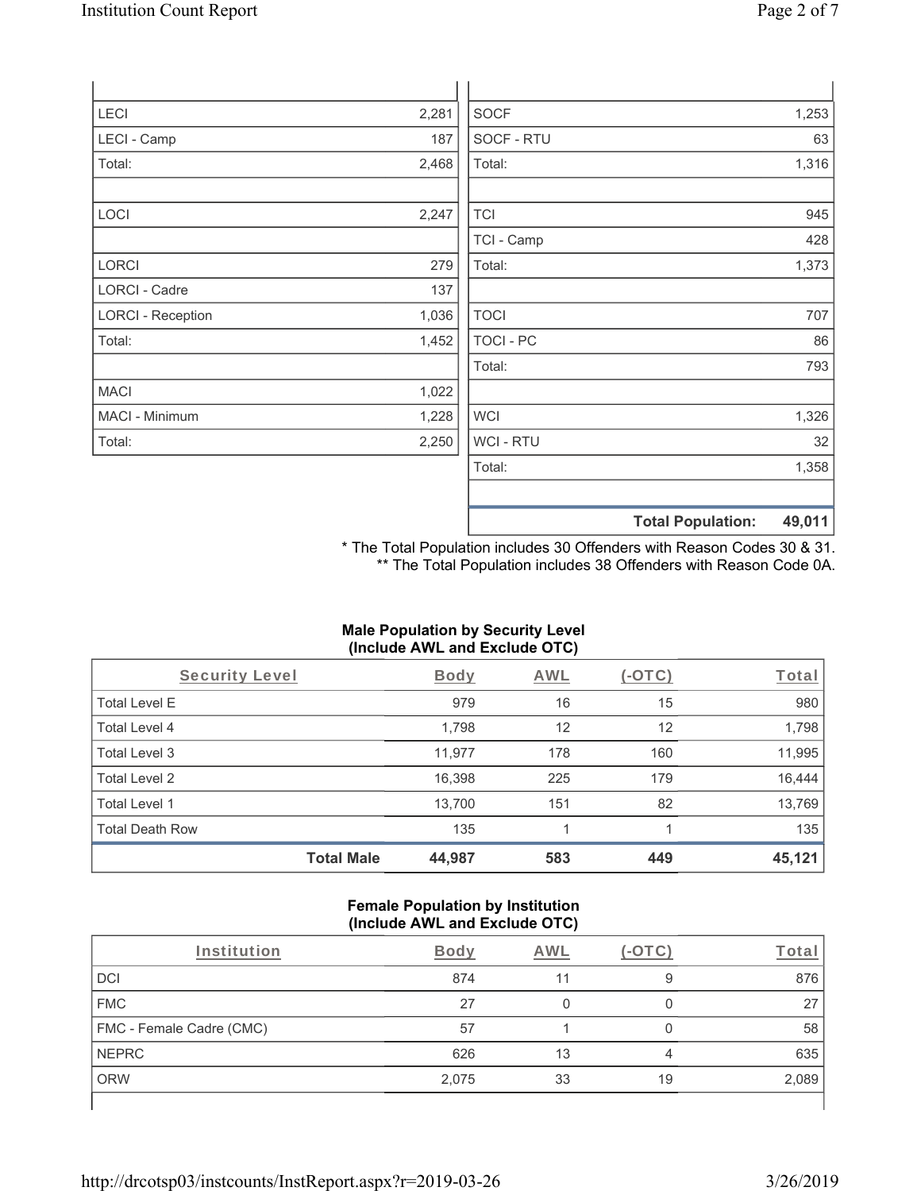| | |
|---|---|
| LECI | 2,281 |
| LECI - Camp | 187 |
| Total: | 2,468 |
| | |
| LOCI | 2,247 |
| | |
| LORCI | 279 |
| LORCI - Cadre | 137 |
| LORCI - Reception | 1,036 |
| Total: | 1,452 |
| | |
| MACI | 1,022 |
| MACI - Minimum | 1,228 |
| Total: | 2,250 |

| | |
|---|---|
| SOCF | 1,253 |
| SOCF - RTU | 63 |
| Total: | 1,316 |
| | |
| TCI | 945 |
| TCI - Camp | 428 |
| Total: | 1,373 |
| | |
| TOCI | 707 |
| TOCI - PC | 86 |
| Total: | 793 |
| | |
| WCI | 1,326 |
| WCI - RTU | 32 |
| Total: | 1,358 |
| | |
| **Total Population:** | **49,011** |

* The Total Population includes 30 Offenders with Reason Codes 30 & 31.
** The Total Population includes 38 Offenders with Reason Code 0A.

### Male Population by Security Level (Include AWL and Exclude OTC)

| Security Level | Body | AWL | (-OTC) | Total |
|---|---|---|---|---|
| Total Level E | 979 | 16 | 15 | 980 |
| Total Level 4 | 1,798 | 12 | 12 | 1,798 |
| Total Level 3 | 11,977 | 178 | 160 | 11,995 |
| Total Level 2 | 16,398 | 225 | 179 | 16,444 |
| Total Level 1 | 13,700 | 151 | 82 | 13,769 |
| Total Death Row | 135 | 1 | 1 | 135 |
| **Total Male** | **44,987** | **583** | **449** | **45,121** |

### Female Population by Institution (Include AWL and Exclude OTC)

| Institution | Body | AWL | (-OTC) | Total |
|---|---|---|---|---|
| DCI | 874 | 11 | 9 | 876 |
| FMC | 27 | 0 | 0 | 27 |
| FMC - Female Cadre (CMC) | 57 | 1 | 0 | 58 |
| NEPRC | 626 | 13 | 4 | 635 |
| ORW | 2,075 | 33 | 19 | 2,089 |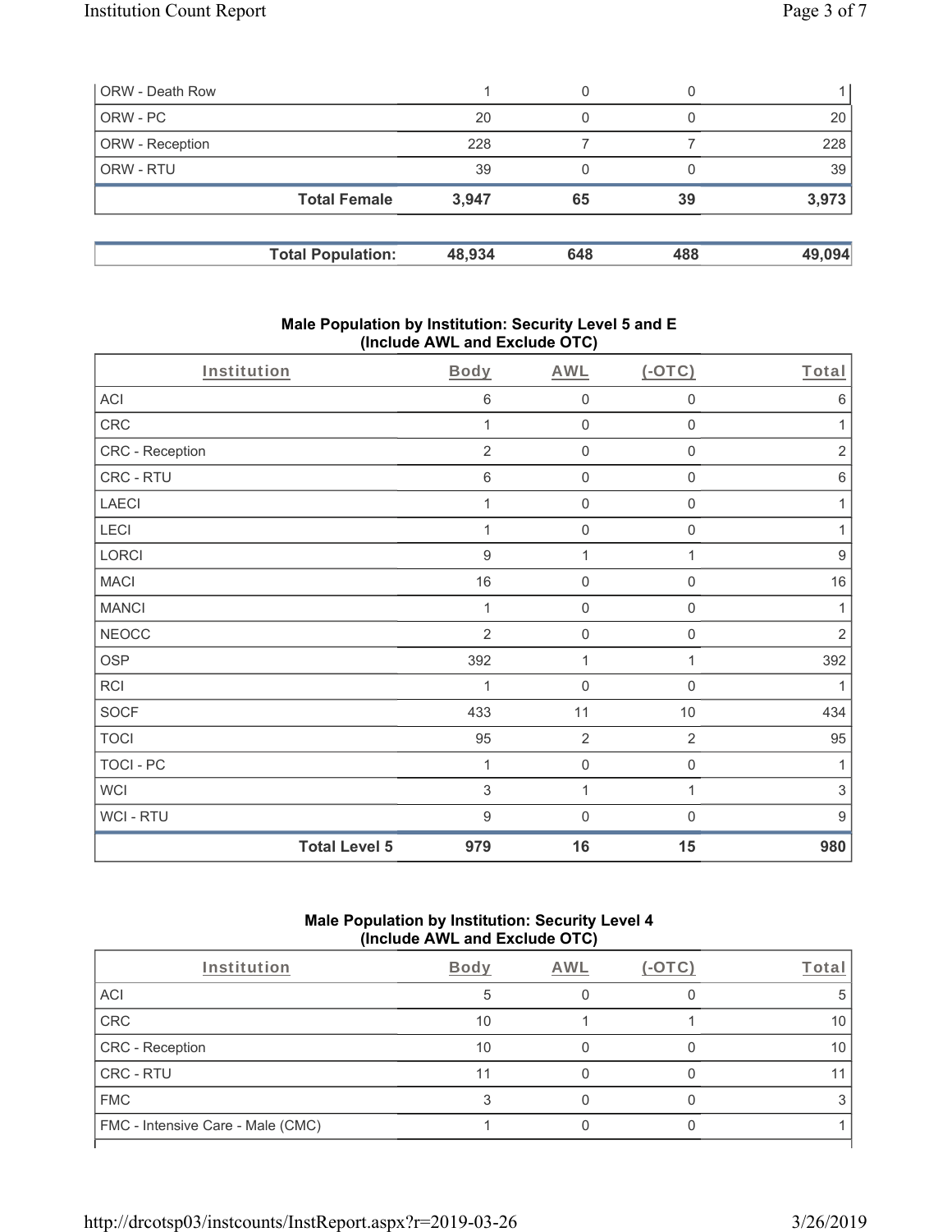| ORW - Death Row | 1 | 0 | 0 | 1 |
|---|---|---|---|---|
| ORW - PC | 20 | 0 | 0 | 20 |
| ORW - Reception | 228 | 7 | 7 | 228 |
| ORW - RTU | 39 | 0 | 0 | 39 |
| **Total Female** | **3,947** | **65** | **39** | **3,973** |

| **Total Population:** | **48,934** | **648** | **488** | **49,094** |
|---|---|---|---|---|

### Male Population by Institution: Security Level 5 and E (Include AWL and Exclude OTC)

| Institution | Body | AWL | (-OTC) | Total |
|---|---|---|---|---|
| ACI | 6 | 0 | 0 | 6 |
| CRC | 1 | 0 | 0 | 1 |
| CRC - Reception | 2 | 0 | 0 | 2 |
| CRC - RTU | 6 | 0 | 0 | 6 |
| LAECI | 1 | 0 | 0 | 1 |
| LECI | 1 | 0 | 0 | 1 |
| LORCI | 9 | 1 | 1 | 9 |
| MACI | 16 | 0 | 0 | 16 |
| MANCI | 1 | 0 | 0 | 1 |
| NEOCC | 2 | 0 | 0 | 2 |
| OSP | 392 | 1 | 1 | 392 |
| RCI | 1 | 0 | 0 | 1 |
| SOCF | 433 | 11 | 10 | 434 |
| TOCI | 95 | 2 | 2 | 95 |
| TOCI - PC | 1 | 0 | 0 | 1 |
| WCI | 3 | 1 | 1 | 3 |
| WCI - RTU | 9 | 0 | 0 | 9 |
| **Total Level 5** | **979** | **16** | **15** | **980** |

### Male Population by Institution: Security Level 4 (Include AWL and Exclude OTC)

| Institution | Body | AWL | (-OTC) | Total |
|---|---|---|---|---|
| ACI | 5 | 0 | 0 | 5 |
| CRC | 10 | 1 | 1 | 10 |
| CRC - Reception | 10 | 0 | 0 | 10 |
| CRC - RTU | 11 | 0 | 0 | 11 |
| FMC | 3 | 0 | 0 | 3 |
| FMC - Intensive Care - Male (CMC) | 1 | 0 | 0 | 1 |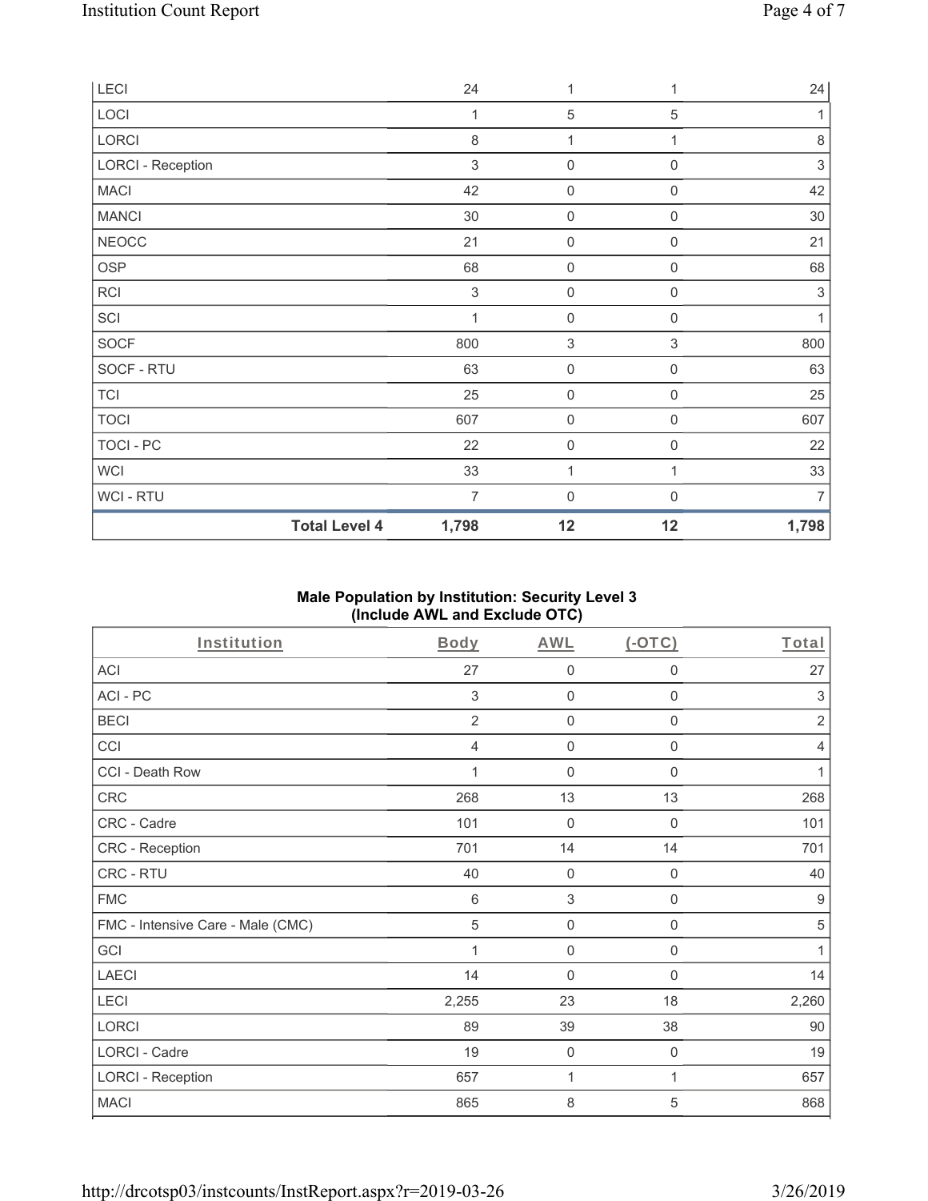| | | | | |
|---|---|---|---|---|
| LECI | 24 | 1 | 1 | 24 |
| LOCI | 1 | 5 | 5 | 1 |
| LORCI | 8 | 1 | 1 | 8 |
| LORCI - Reception | 3 | 0 | 0 | 3 |
| MACI | 42 | 0 | 0 | 42 |
| MANCI | 30 | 0 | 0 | 30 |
| NEOCC | 21 | 0 | 0 | 21 |
| OSP | 68 | 0 | 0 | 68 |
| RCI | 3 | 0 | 0 | 3 |
| SCI | 1 | 0 | 0 | 1 |
| SOCF | 800 | 3 | 3 | 800 |
| SOCF - RTU | 63 | 0 | 0 | 63 |
| TCI | 25 | 0 | 0 | 25 |
| TOCI | 607 | 0 | 0 | 607 |
| TOCI - PC | 22 | 0 | 0 | 22 |
| WCI | 33 | 1 | 1 | 33 |
| WCI - RTU | 7 | 0 | 0 | 7 |
| **Total Level 4** | **1,798** | **12** | **12** | **1,798** |

## Male Population by Institution: Security Level 3 (Include AWL and Exclude OTC)

| Institution | Body | AWL | (-OTC) | Total |
|---|---|---|---|---|
| ACI | 27 | 0 | 0 | 27 |
| ACI - PC | 3 | 0 | 0 | 3 |
| BECI | 2 | 0 | 0 | 2 |
| CCI | 4 | 0 | 0 | 4 |
| CCI - Death Row | 1 | 0 | 0 | 1 |
| CRC | 268 | 13 | 13 | 268 |
| CRC - Cadre | 101 | 0 | 0 | 101 |
| CRC - Reception | 701 | 14 | 14 | 701 |
| CRC - RTU | 40 | 0 | 0 | 40 |
| FMC | 6 | 3 | 0 | 9 |
| FMC - Intensive Care - Male (CMC) | 5 | 0 | 0 | 5 |
| GCI | 1 | 0 | 0 | 1 |
| LAECI | 14 | 0 | 0 | 14 |
| LECI | 2,255 | 23 | 18 | 2,260 |
| LORCI | 89 | 39 | 38 | 90 |
| LORCI - Cadre | 19 | 0 | 0 | 19 |
| LORCI - Reception | 657 | 1 | 1 | 657 |
| MACI | 865 | 8 | 5 | 868 |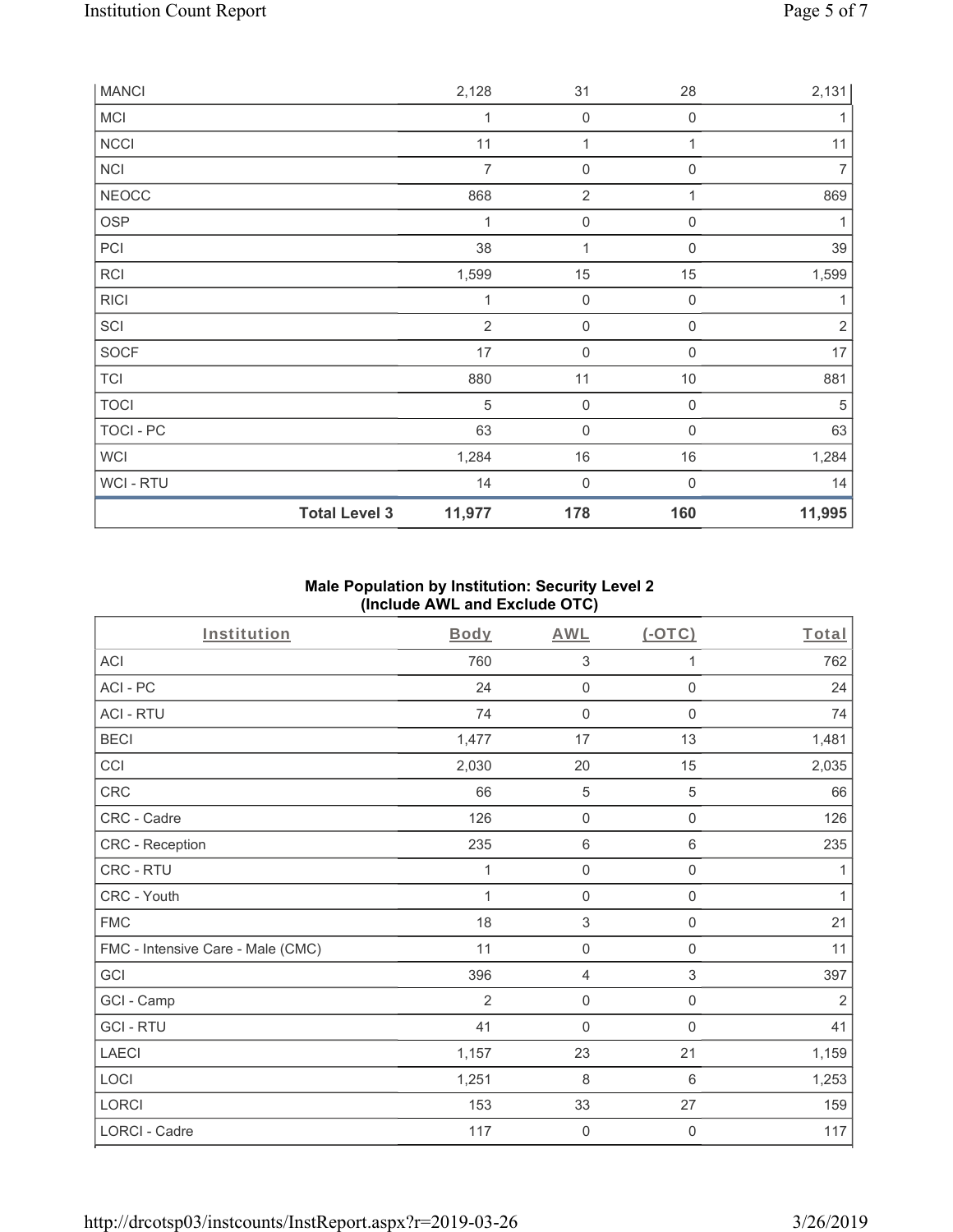| MANCI | | 2,128 | 31 | 28 | 2,131 |
|---|---|---|---|---|---|
| MCI | | 1 | 0 | 0 | 1 |
| NCCI | | 11 | 1 | 1 | 11 |
| NCI | | 7 | 0 | 0 | 7 |
| NEOCC | | 868 | 2 | 1 | 869 |
| OSP | | 1 | 0 | 0 | 1 |
| PCI | | 38 | 1 | 0 | 39 |
| RCI | | 1,599 | 15 | 15 | 1,599 |
| RICI | | 1 | 0 | 0 | 1 |
| SCI | | 2 | 0 | 0 | 2 |
| SOCF | | 17 | 0 | 0 | 17 |
| TCI | | 880 | 11 | 10 | 881 |
| TOCI | | 5 | 0 | 0 | 5 |
| TOCI - PC | | 63 | 0 | 0 | 63 |
| WCI | | 1,284 | 16 | 16 | 1,284 |
| WCI - RTU | | 14 | 0 | 0 | 14 |
| | **Total Level 3** | **11,977** | **178** | **160** | **11,995** |

### Male Population by Institution: Security Level 2 (Include AWL and Exclude OTC)

| Institution | Body | AWL | (-OTC) | Total |
|---|---|---|---|---|
| ACI | 760 | 3 | 1 | 762 |
| ACI - PC | 24 | 0 | 0 | 24 |
| ACI - RTU | 74 | 0 | 0 | 74 |
| BECI | 1,477 | 17 | 13 | 1,481 |
| CCI | 2,030 | 20 | 15 | 2,035 |
| CRC | 66 | 5 | 5 | 66 |
| CRC - Cadre | 126 | 0 | 0 | 126 |
| CRC - Reception | 235 | 6 | 6 | 235 |
| CRC - RTU | 1 | 0 | 0 | 1 |
| CRC - Youth | 1 | 0 | 0 | 1 |
| FMC | 18 | 3 | 0 | 21 |
| FMC - Intensive Care - Male (CMC) | 11 | 0 | 0 | 11 |
| GCI | 396 | 4 | 3 | 397 |
| GCI - Camp | 2 | 0 | 0 | 2 |
| GCI - RTU | 41 | 0 | 0 | 41 |
| LAECI | 1,157 | 23 | 21 | 1,159 |
| LOCI | 1,251 | 8 | 6 | 1,253 |
| LORCI | 153 | 33 | 27 | 159 |
| LORCI - Cadre | 117 | 0 | 0 | 117 |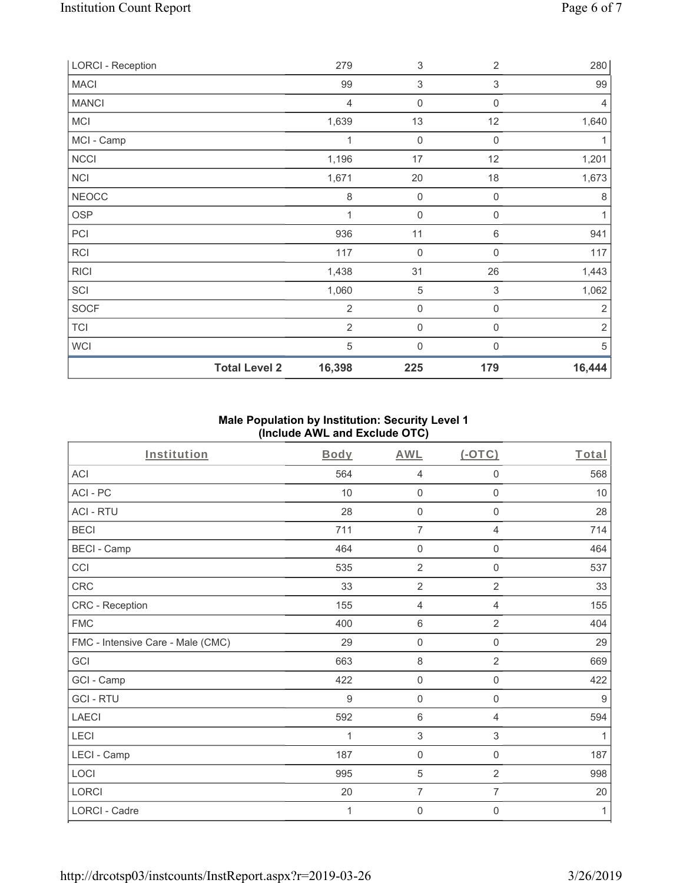| LORCI - Reception | 279 | 3 | 2 | 280 |
| --- | --- | --- | --- | --- |
| MACI | 99 | 3 | 3 | 99 |
| MANCI | 4 | 0 | 0 | 4 |
| MCI | 1,639 | 13 | 12 | 1,640 |
| MCI - Camp | 1 | 0 | 0 | 1 |
| NCCI | 1,196 | 17 | 12 | 1,201 |
| NCI | 1,671 | 20 | 18 | 1,673 |
| NEOCC | 8 | 0 | 0 | 8 |
| OSP | 1 | 0 | 0 | 1 |
| PCI | 936 | 11 | 6 | 941 |
| RCI | 117 | 0 | 0 | 117 |
| RICI | 1,438 | 31 | 26 | 1,443 |
| SCI | 1,060 | 5 | 3 | 1,062 |
| SOCF | 2 | 0 | 0 | 2 |
| TCI | 2 | 0 | 0 | 2 |
| WCI | 5 | 0 | 0 | 5 |
| **Total Level 2** | **16,398** | **225** | **179** | **16,444** |

### Male Population by Institution: Security Level 1 (Include AWL and Exclude OTC)

| Institution | Body | AWL | (-OTC) | Total |
| --- | --- | --- | --- | --- |
| ACI | 564 | 4 | 0 | 568 |
| ACI - PC | 10 | 0 | 0 | 10 |
| ACI - RTU | 28 | 0 | 0 | 28 |
| BECI | 711 | 7 | 4 | 714 |
| BECI - Camp | 464 | 0 | 0 | 464 |
| CCI | 535 | 2 | 0 | 537 |
| CRC | 33 | 2 | 2 | 33 |
| CRC - Reception | 155 | 4 | 4 | 155 |
| FMC | 400 | 6 | 2 | 404 |
| FMC - Intensive Care - Male (CMC) | 29 | 0 | 0 | 29 |
| GCI | 663 | 8 | 2 | 669 |
| GCI - Camp | 422 | 0 | 0 | 422 |
| GCI - RTU | 9 | 0 | 0 | 9 |
| LAECI | 592 | 6 | 4 | 594 |
| LECI | 1 | 3 | 3 | 1 |
| LECI - Camp | 187 | 0 | 0 | 187 |
| LOCI | 995 | 5 | 2 | 998 |
| LORCI | 20 | 7 | 7 | 20 |
| LORCI - Cadre | 1 | 0 | 0 | 1 |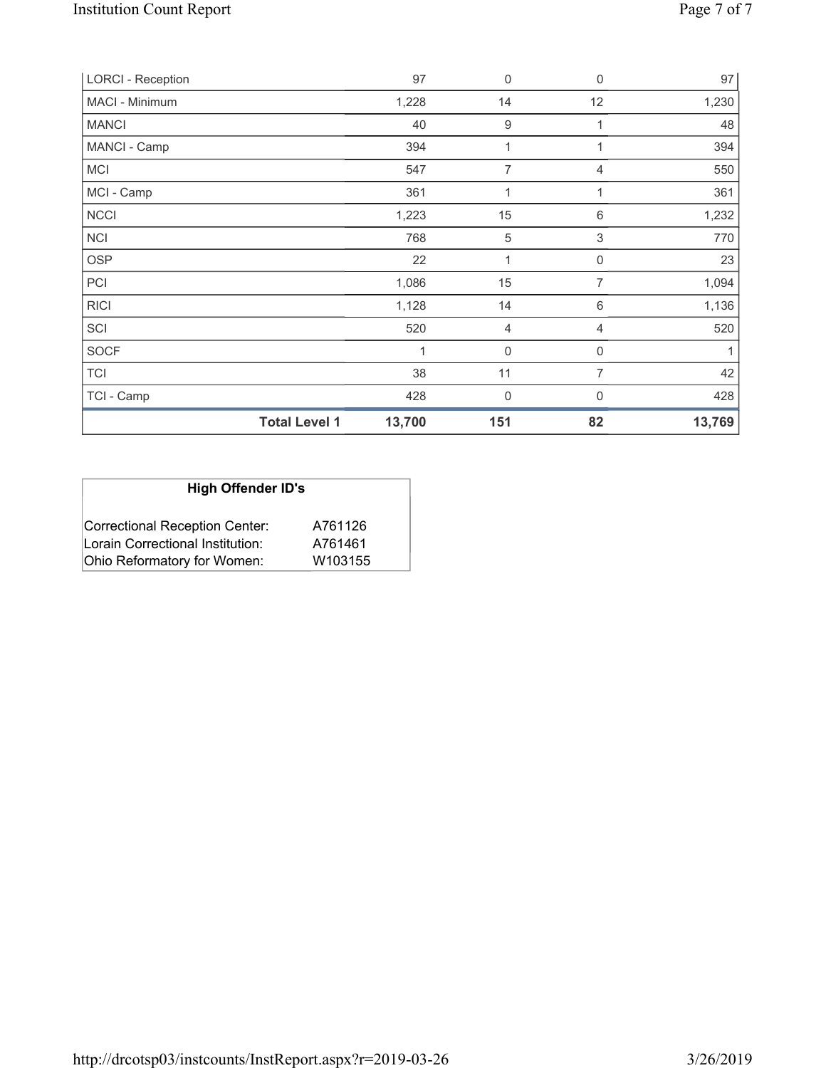| | | | | |
|---|---|---|---|---|
| LORCI - Reception | 97 | 0 | 0 | 97 |
| MACI - Minimum | 1,228 | 14 | 12 | 1,230 |
| MANCI | 40 | 9 | 1 | 48 |
| MANCI - Camp | 394 | 1 | 1 | 394 |
| MCI | 547 | 7 | 4 | 550 |
| MCI - Camp | 361 | 1 | 1 | 361 |
| NCCI | 1,223 | 15 | 6 | 1,232 |
| NCI | 768 | 5 | 3 | 770 |
| OSP | 22 | 1 | 0 | 23 |
| PCI | 1,086 | 15 | 7 | 1,094 |
| RICI | 1,128 | 14 | 6 | 1,136 |
| SCI | 520 | 4 | 4 | 520 |
| SOCF | 1 | 0 | 0 | 1 |
| TCI | 38 | 11 | 7 | 42 |
| TCI - Camp | 428 | 0 | 0 | 428 |
| **Total Level 1** | **13,700** | **151** | **82** | **13,769** |

| High Offender ID's | |
|---|---|
| Correctional Reception Center: | A761126 |
| Lorain Correctional Institution: | A761461 |
| Ohio Reformatory for Women: | W103155 |